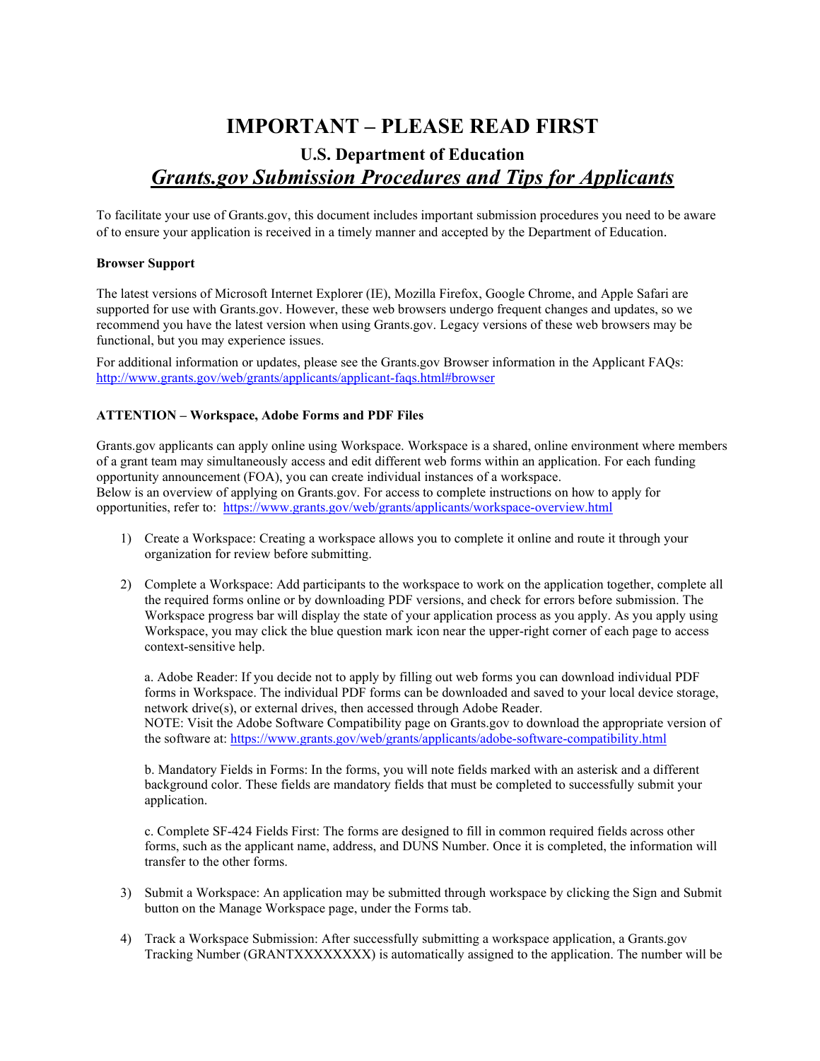# IMPORTANT – PLEASE READ FIRST

## U.S. Department of Education

## *Grants.gov Submission Procedures and Tips for Applicants*

To facilitate your use of Grants.gov, this document includes important submission procedures you need to be aware of to ensure your application is received in a timely manner and accepted by the Department of Education.

**Browser Support**

The latest versions of Microsoft Internet Explorer (IE), Mozilla Firefox, Google Chrome, and Apple Safari are supported for use with Grants.gov. However, these web browsers undergo frequent changes and updates, so we recommend you have the latest version when using Grants.gov. Legacy versions of these web browsers may be functional, but you may experience issues.

For additional information or updates, please see the Grants.gov Browser information in the Applicant FAQs: http://www.grants.gov/web/grants/applicants/applicant-faqs.html#browser

**ATTENTION – Workspace, Adobe Forms and PDF Files**

Grants.gov applicants can apply online using Workspace. Workspace is a shared, online environment where members of a grant team may simultaneously access and edit different web forms within an application. For each funding opportunity announcement (FOA), you can create individual instances of a workspace.
Below is an overview of applying on Grants.gov. For access to complete instructions on how to apply for opportunities, refer to: https://www.grants.gov/web/grants/applicants/workspace-overview.html

1) Create a Workspace: Creating a workspace allows you to complete it online and route it through your organization for review before submitting.

2) Complete a Workspace: Add participants to the workspace to work on the application together, complete all the required forms online or by downloading PDF versions, and check for errors before submission. The Workspace progress bar will display the state of your application process as you apply. As you apply using Workspace, you may click the blue question mark icon near the upper-right corner of each page to access context-sensitive help.

   a. Adobe Reader: If you decide not to apply by filling out web forms you can download individual PDF forms in Workspace. The individual PDF forms can be downloaded and saved to your local device storage, network drive(s), or external drives, then accessed through Adobe Reader.
   NOTE: Visit the Adobe Software Compatibility page on Grants.gov to download the appropriate version of the software at: https://www.grants.gov/web/grants/applicants/adobe-software-compatibility.html

   b. Mandatory Fields in Forms: In the forms, you will note fields marked with an asterisk and a different background color. These fields are mandatory fields that must be completed to successfully submit your application.

   c. Complete SF-424 Fields First: The forms are designed to fill in common required fields across other forms, such as the applicant name, address, and DUNS Number. Once it is completed, the information will transfer to the other forms.

3) Submit a Workspace: An application may be submitted through workspace by clicking the Sign and Submit button on the Manage Workspace page, under the Forms tab.

4) Track a Workspace Submission: After successfully submitting a workspace application, a Grants.gov Tracking Number (GRANTXXXXXXXX) is automatically assigned to the application. The number will be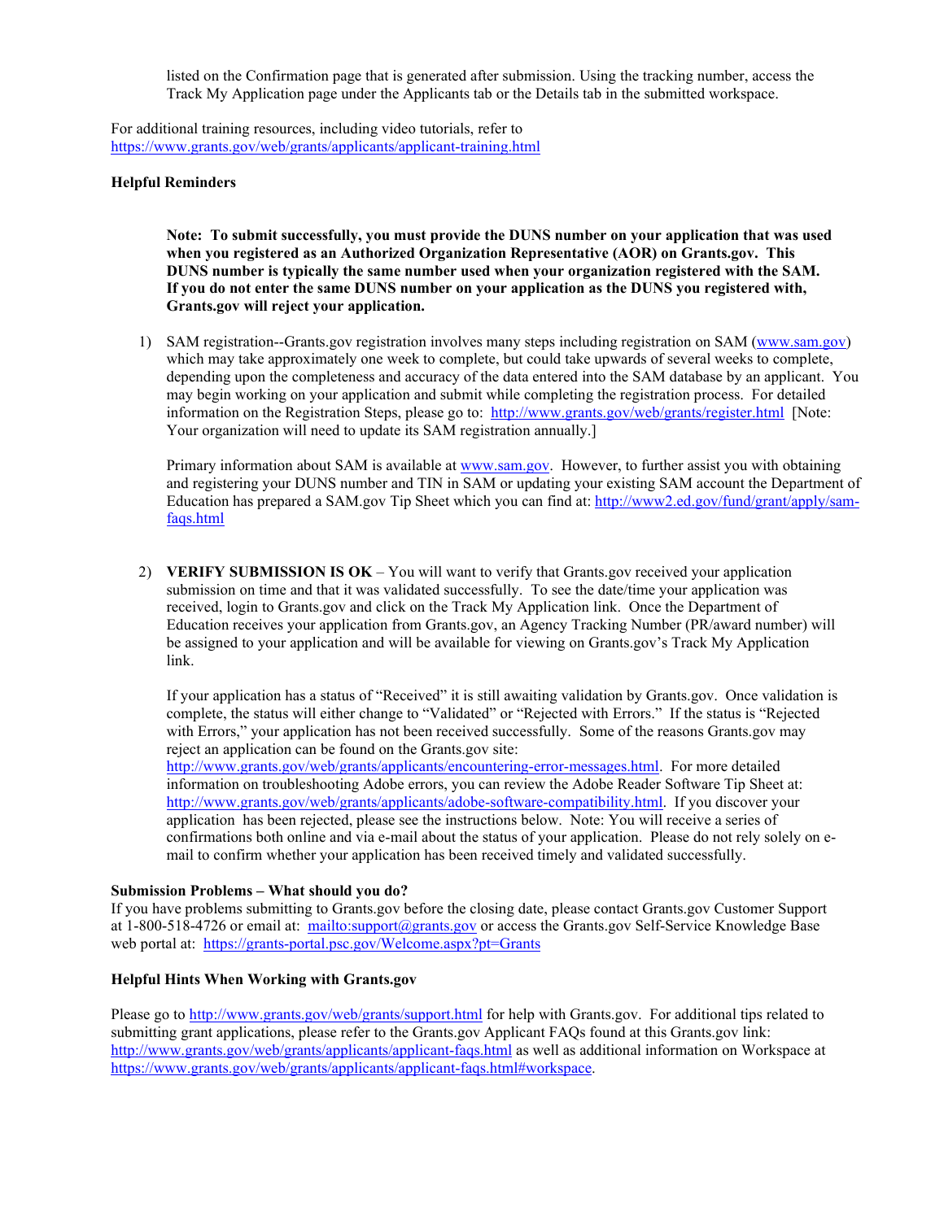listed on the Confirmation page that is generated after submission. Using the tracking number, access the Track My Application page under the Applicants tab or the Details tab in the submitted workspace.

For additional training resources, including video tutorials, refer to https://www.grants.gov/web/grants/applicants/applicant-training.html

**Helpful Reminders**

**Note: To submit successfully, you must provide the DUNS number on your application that was used when you registered as an Authorized Organization Representative (AOR) on Grants.gov. This DUNS number is typically the same number used when your organization registered with the SAM. If you do not enter the same DUNS number on your application as the DUNS you registered with, Grants.gov will reject your application.**

1) SAM registration--Grants.gov registration involves many steps including registration on SAM (www.sam.gov) which may take approximately one week to complete, but could take upwards of several weeks to complete, depending upon the completeness and accuracy of the data entered into the SAM database by an applicant. You may begin working on your application and submit while completing the registration process. For detailed information on the Registration Steps, please go to: http://www.grants.gov/web/grants/register.html [Note: Your organization will need to update its SAM registration annually.]

   Primary information about SAM is available at www.sam.gov. However, to further assist you with obtaining and registering your DUNS number and TIN in SAM or updating your existing SAM account the Department of Education has prepared a SAM.gov Tip Sheet which you can find at: http://www2.ed.gov/fund/grant/apply/sam-faqs.html

2) **VERIFY SUBMISSION IS OK** – You will want to verify that Grants.gov received your application submission on time and that it was validated successfully. To see the date/time your application was received, login to Grants.gov and click on the Track My Application link. Once the Department of Education receives your application from Grants.gov, an Agency Tracking Number (PR/award number) will be assigned to your application and will be available for viewing on Grants.gov's Track My Application link.

   If your application has a status of "Received" it is still awaiting validation by Grants.gov. Once validation is complete, the status will either change to "Validated" or "Rejected with Errors." If the status is "Rejected with Errors," your application has not been received successfully. Some of the reasons Grants.gov may reject an application can be found on the Grants.gov site: http://www.grants.gov/web/grants/applicants/encountering-error-messages.html. For more detailed information on troubleshooting Adobe errors, you can review the Adobe Reader Software Tip Sheet at: http://www.grants.gov/web/grants/applicants/adobe-software-compatibility.html. If you discover your application has been rejected, please see the instructions below. Note: You will receive a series of confirmations both online and via e-mail about the status of your application. Please do not rely solely on e-mail to confirm whether your application has been received timely and validated successfully.

**Submission Problems – What should you do?**

If you have problems submitting to Grants.gov before the closing date, please contact Grants.gov Customer Support at 1-800-518-4726 or email at: mailto:support@grants.gov or access the Grants.gov Self-Service Knowledge Base web portal at: https://grants-portal.psc.gov/Welcome.aspx?pt=Grants

**Helpful Hints When Working with Grants.gov**

Please go to http://www.grants.gov/web/grants/support.html for help with Grants.gov. For additional tips related to submitting grant applications, please refer to the Grants.gov Applicant FAQs found at this Grants.gov link: http://www.grants.gov/web/grants/applicants/applicant-faqs.html as well as additional information on Workspace at https://www.grants.gov/web/grants/applicants/applicant-faqs.html#workspace.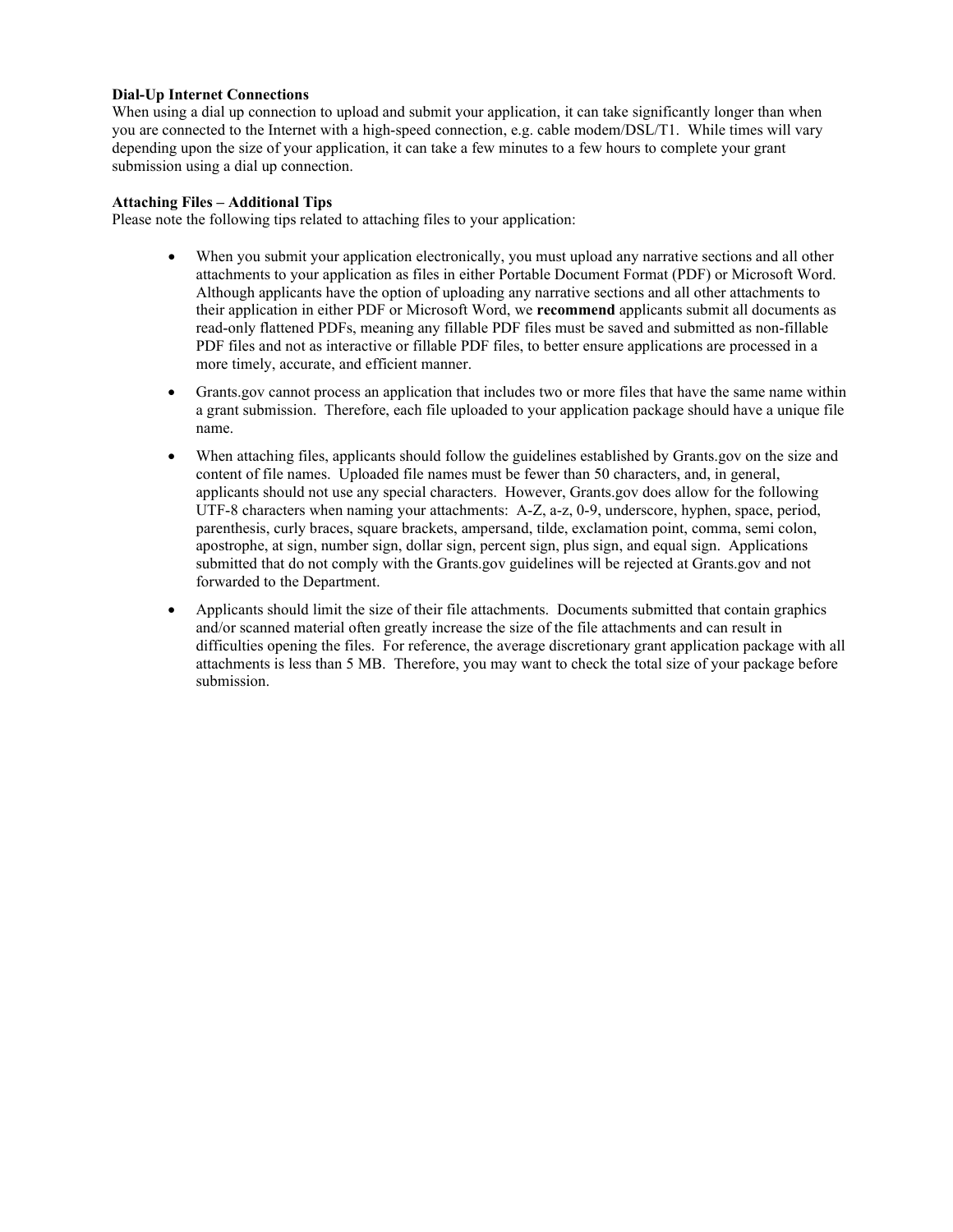**Dial-Up Internet Connections**
When using a dial up connection to upload and submit your application, it can take significantly longer than when you are connected to the Internet with a high-speed connection, e.g. cable modem/DSL/T1. While times will vary depending upon the size of your application, it can take a few minutes to a few hours to complete your grant submission using a dial up connection.

**Attaching Files – Additional Tips**
Please note the following tips related to attaching files to your application:

- When you submit your application electronically, you must upload any narrative sections and all other attachments to your application as files in either Portable Document Format (PDF) or Microsoft Word. Although applicants have the option of uploading any narrative sections and all other attachments to their application in either PDF or Microsoft Word, we **recommend** applicants submit all documents as read-only flattened PDFs, meaning any fillable PDF files must be saved and submitted as non-fillable PDF files and not as interactive or fillable PDF files, to better ensure applications are processed in a more timely, accurate, and efficient manner.
- Grants.gov cannot process an application that includes two or more files that have the same name within a grant submission. Therefore, each file uploaded to your application package should have a unique file name.
- When attaching files, applicants should follow the guidelines established by Grants.gov on the size and content of file names. Uploaded file names must be fewer than 50 characters, and, in general, applicants should not use any special characters. However, Grants.gov does allow for the following UTF-8 characters when naming your attachments: A-Z, a-z, 0-9, underscore, hyphen, space, period, parenthesis, curly braces, square brackets, ampersand, tilde, exclamation point, comma, semi colon, apostrophe, at sign, number sign, dollar sign, percent sign, plus sign, and equal sign. Applications submitted that do not comply with the Grants.gov guidelines will be rejected at Grants.gov and not forwarded to the Department.
- Applicants should limit the size of their file attachments. Documents submitted that contain graphics and/or scanned material often greatly increase the size of the file attachments and can result in difficulties opening the files. For reference, the average discretionary grant application package with all attachments is less than 5 MB. Therefore, you may want to check the total size of your package before submission.